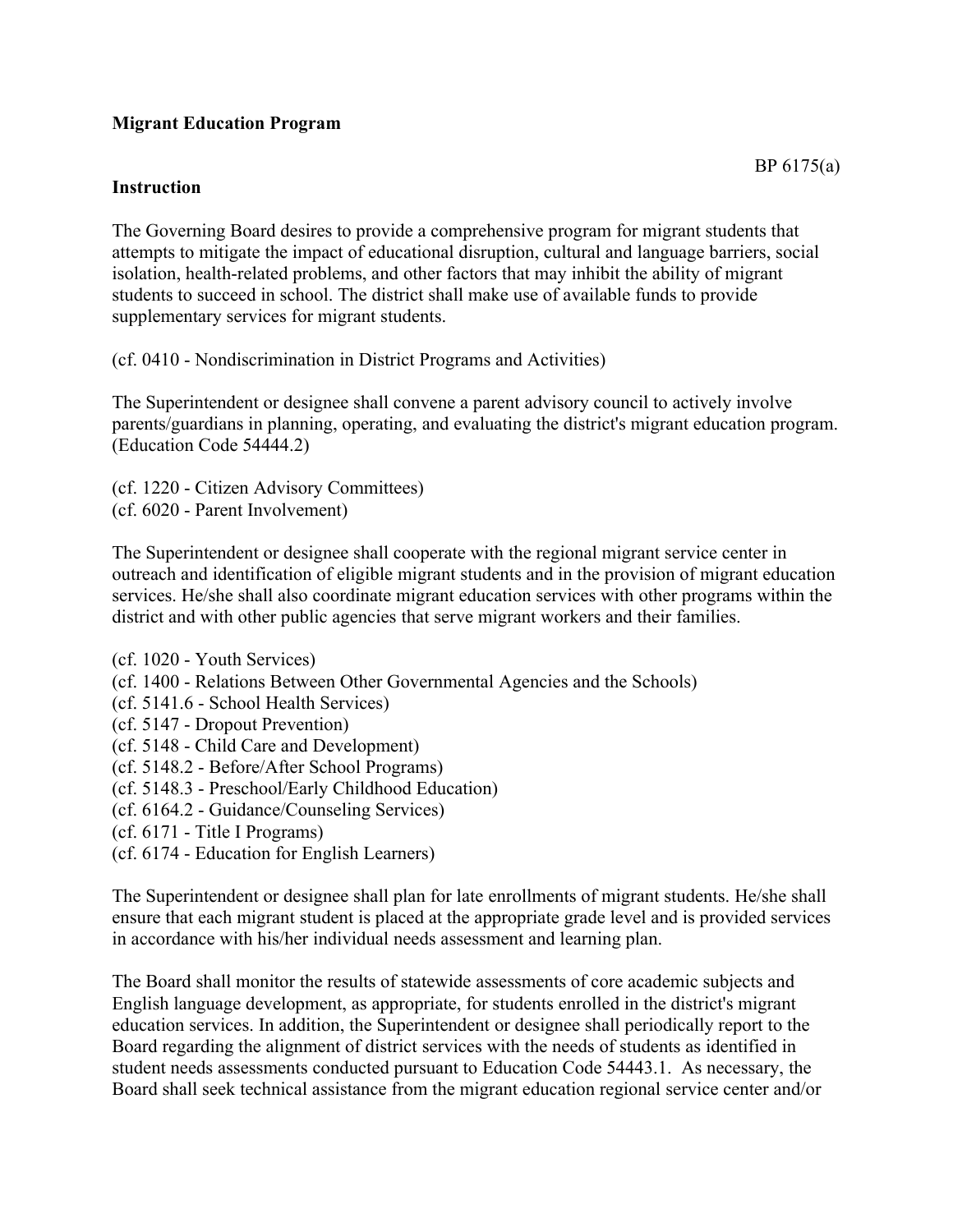**Migrant Education Program**

BP 6175(a)

**Instruction**

The Governing Board desires to provide a comprehensive program for migrant students that attempts to mitigate the impact of educational disruption, cultural and language barriers, social isolation, health-related problems, and other factors that may inhibit the ability of migrant students to succeed in school. The district shall make use of available funds to provide supplementary services for migrant students.

(cf. 0410 - Nondiscrimination in District Programs and Activities)

The Superintendent or designee shall convene a parent advisory council to actively involve parents/guardians in planning, operating, and evaluating the district's migrant education program. (Education Code 54444.2)

(cf. 1220 - Citizen Advisory Committees)
(cf. 6020 - Parent Involvement)

The Superintendent or designee shall cooperate with the regional migrant service center in outreach and identification of eligible migrant students and in the provision of migrant education services. He/she shall also coordinate migrant education services with other programs within the district and with other public agencies that serve migrant workers and their families.

(cf. 1020 - Youth Services)
(cf. 1400 - Relations Between Other Governmental Agencies and the Schools)
(cf. 5141.6 - School Health Services)
(cf. 5147 - Dropout Prevention)
(cf. 5148 - Child Care and Development)
(cf. 5148.2 - Before/After School Programs)
(cf. 5148.3 - Preschool/Early Childhood Education)
(cf. 6164.2 - Guidance/Counseling Services)
(cf. 6171 - Title I Programs)
(cf. 6174 - Education for English Learners)

The Superintendent or designee shall plan for late enrollments of migrant students. He/she shall ensure that each migrant student is placed at the appropriate grade level and is provided services in accordance with his/her individual needs assessment and learning plan.

The Board shall monitor the results of statewide assessments of core academic subjects and English language development, as appropriate, for students enrolled in the district's migrant education services. In addition, the Superintendent or designee shall periodically report to the Board regarding the alignment of district services with the needs of students as identified in student needs assessments conducted pursuant to Education Code 54443.1. As necessary, the Board shall seek technical assistance from the migrant education regional service center and/or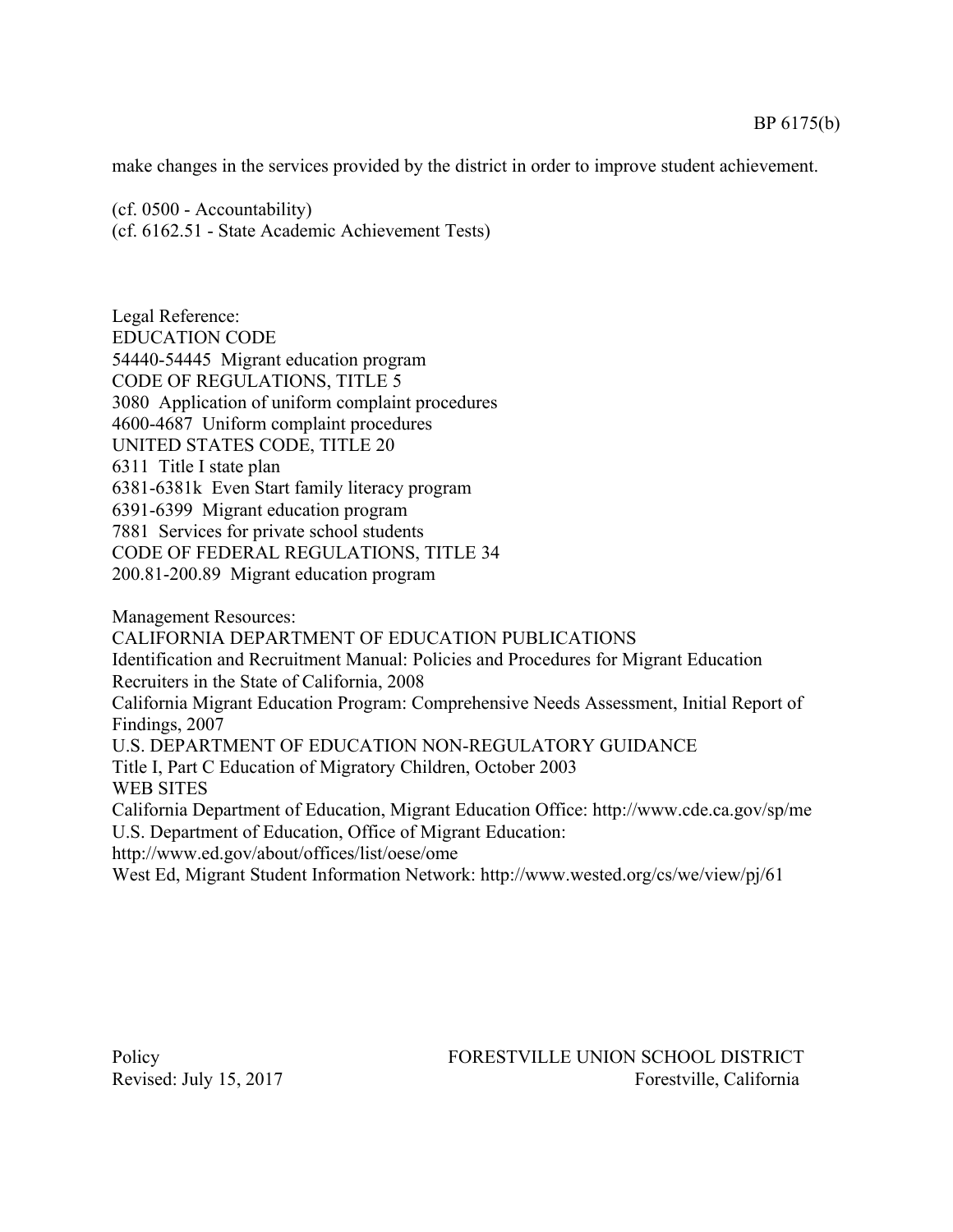make changes in the services provided by the district in order to improve student achievement.

(cf. 0500 - Accountability)
(cf. 6162.51 - State Academic Achievement Tests)

Legal Reference:
EDUCATION CODE
54440-54445 Migrant education program
CODE OF REGULATIONS, TITLE 5
3080 Application of uniform complaint procedures
4600-4687 Uniform complaint procedures
UNITED STATES CODE, TITLE 20
6311 Title I state plan
6381-6381k Even Start family literacy program
6391-6399 Migrant education program
7881 Services for private school students
CODE OF FEDERAL REGULATIONS, TITLE 34
200.81-200.89 Migrant education program

Management Resources:
CALIFORNIA DEPARTMENT OF EDUCATION PUBLICATIONS
Identification and Recruitment Manual: Policies and Procedures for Migrant Education Recruiters in the State of California, 2008
California Migrant Education Program: Comprehensive Needs Assessment, Initial Report of Findings, 2007
U.S. DEPARTMENT OF EDUCATION NON-REGULATORY GUIDANCE
Title I, Part C Education of Migratory Children, October 2003
WEB SITES
California Department of Education, Migrant Education Office: http://www.cde.ca.gov/sp/me
U.S. Department of Education, Office of Migrant Education:
http://www.ed.gov/about/offices/list/oese/ome
West Ed, Migrant Student Information Network: http://www.wested.org/cs/we/view/pj/61

Policy
Revised: July 15, 2017

FORESTVILLE UNION SCHOOL DISTRICT
Forestville, California